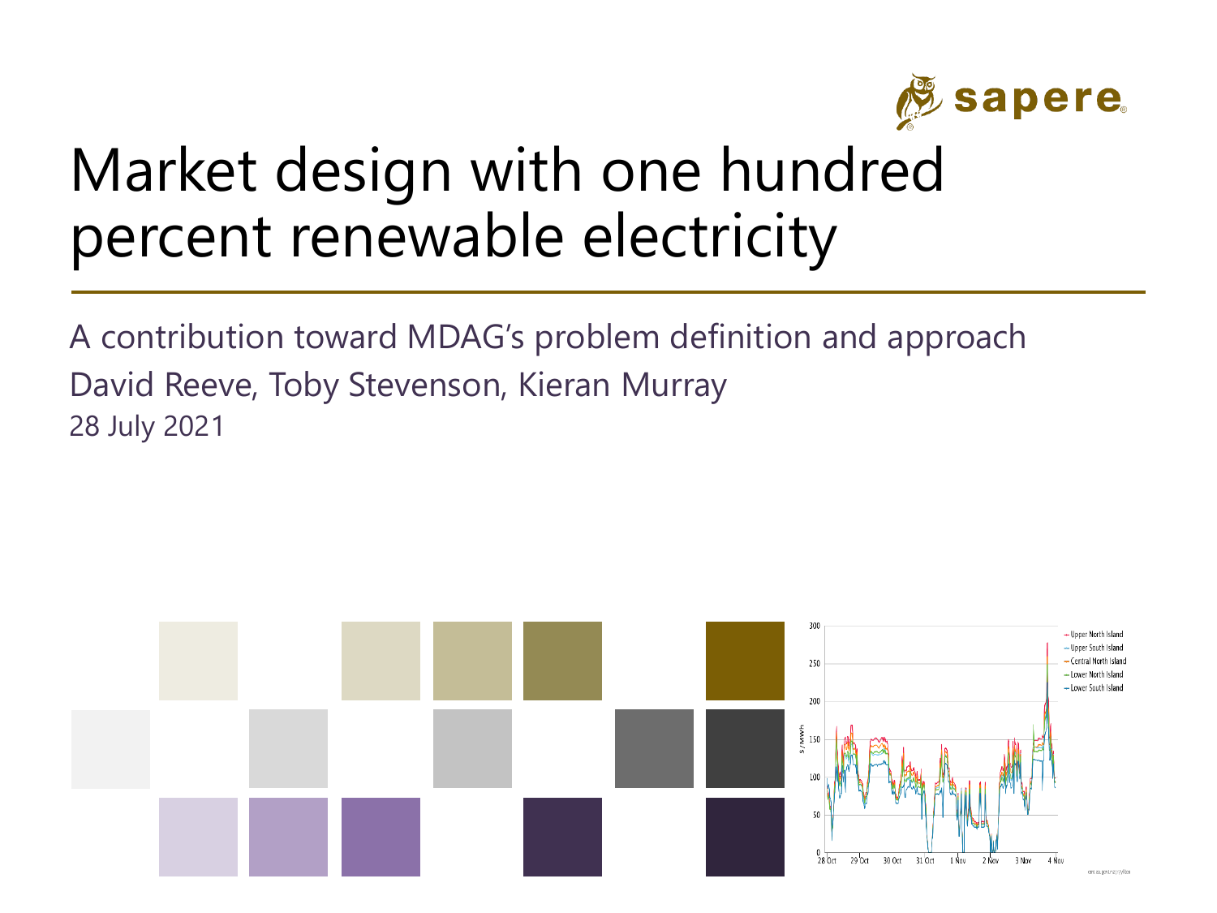# Market design with one hundred percent renewable electricity

A contribution toward MDAG's problem definition and approach

David Reeve, Toby Stevenson, Kieran Murray

28 July 2021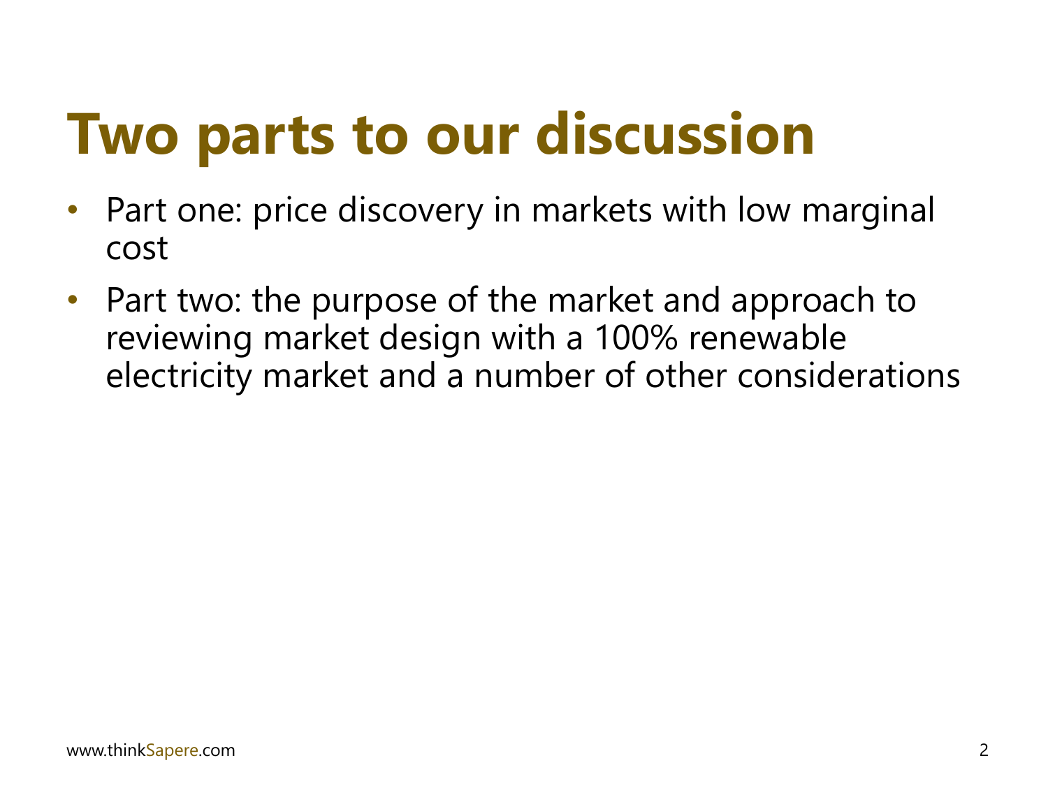# Two parts to our discussion

- Part one: price discovery in markets with low marginal cost
- Part two: the purpose of the market and approach to reviewing market design with a 100% renewable electricity market and a number of other considerations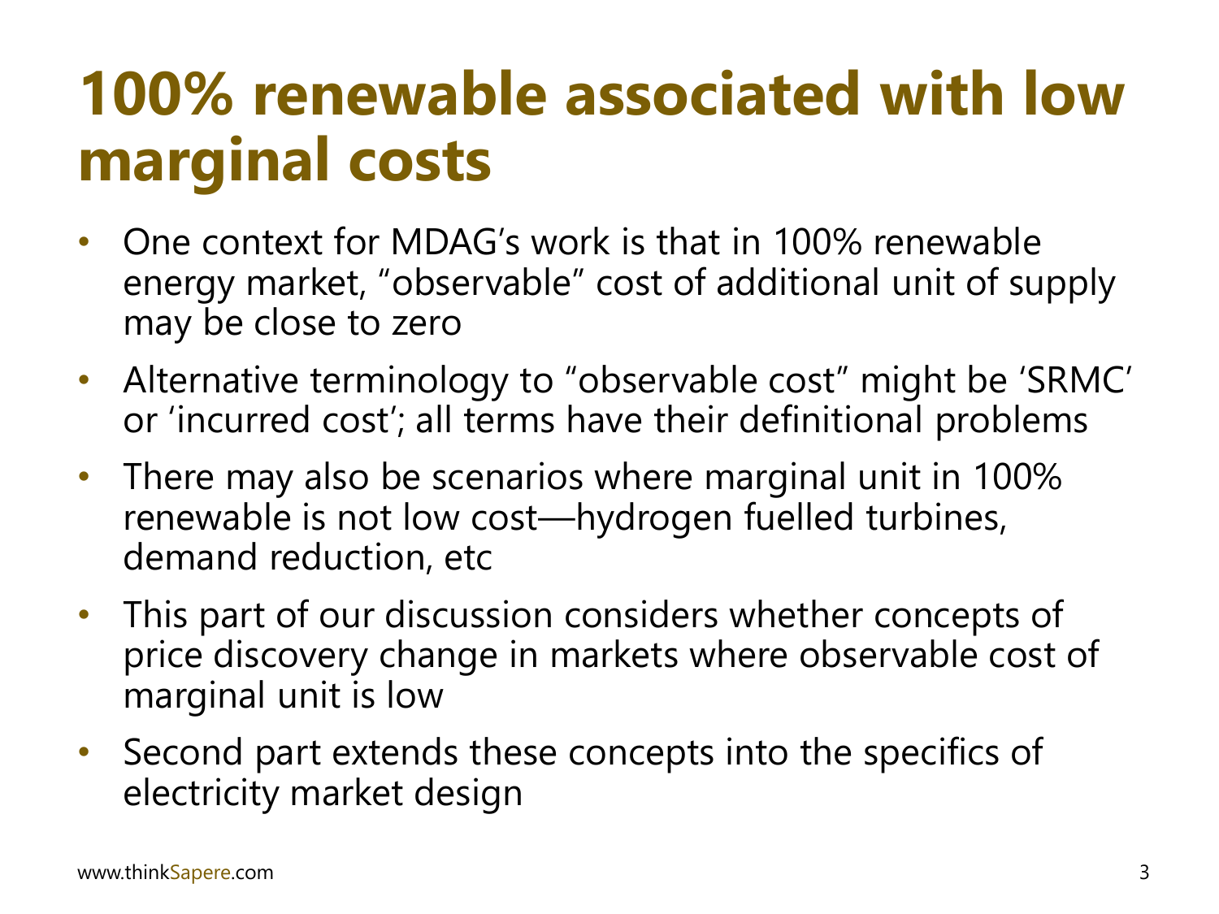# 100% renewable associated with low marginal costs

- One context for MDAG's work is that in 100% renewable energy market, "observable" cost of additional unit of supply may be close to zero
- Alternative terminology to "observable cost" might be 'SRMC' or 'incurred cost'; all terms have their definitional problems
- There may also be scenarios where marginal unit in 100% renewable is not low cost—hydrogen fuelled turbines, demand reduction, etc
- This part of our discussion considers whether concepts of price discovery change in markets where observable cost of marginal unit is low
- Second part extends these concepts into the specifics of electricity market design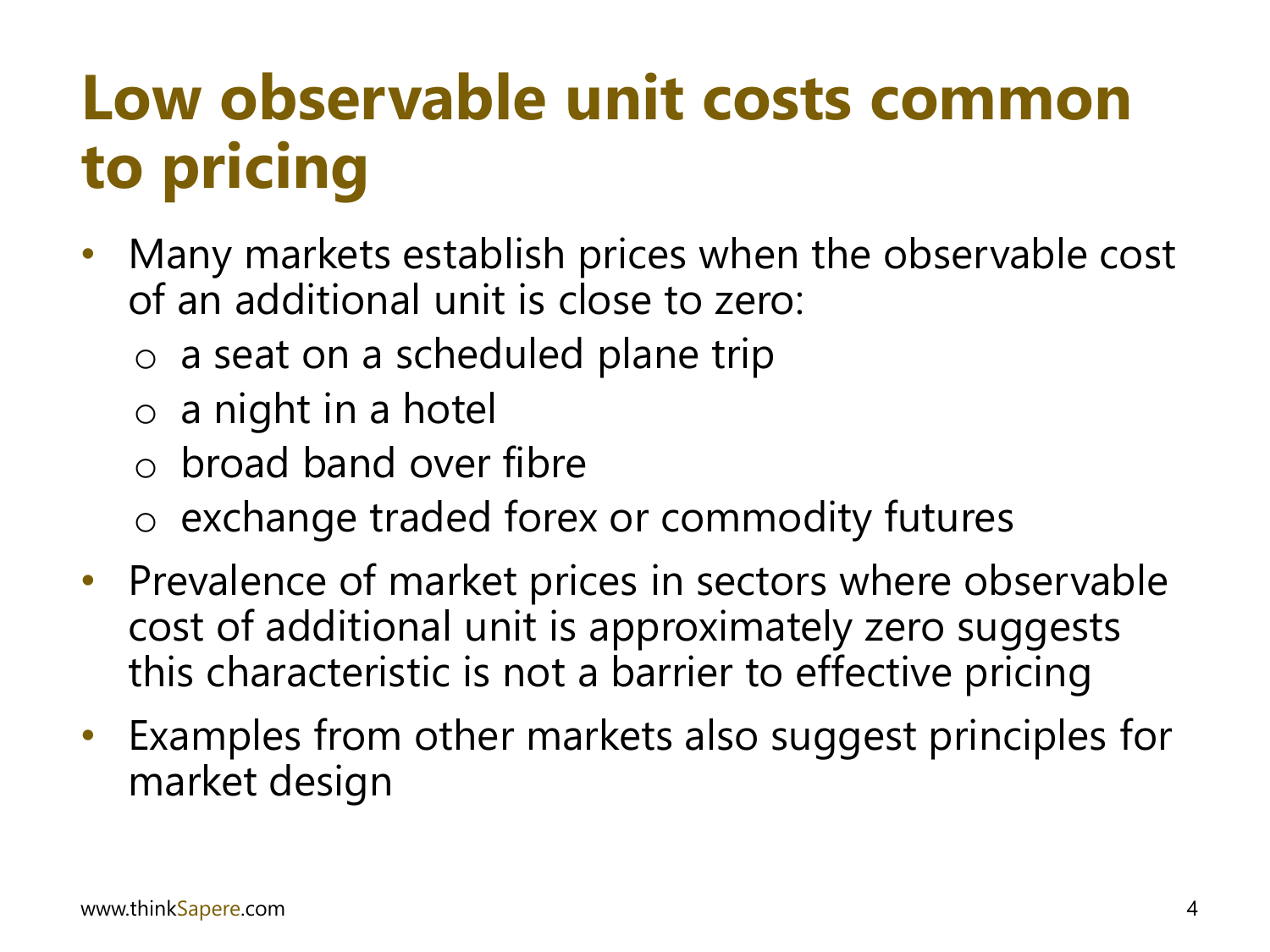# Low observable unit costs common to pricing

- Many markets establish prices when the observable cost of an additional unit is close to zero:
  - a seat on a scheduled plane trip
  - a night in a hotel
  - broad band over fibre
  - exchange traded forex or commodity futures
- Prevalence of market prices in sectors where observable cost of additional unit is approximately zero suggests this characteristic is not a barrier to effective pricing
- Examples from other markets also suggest principles for market design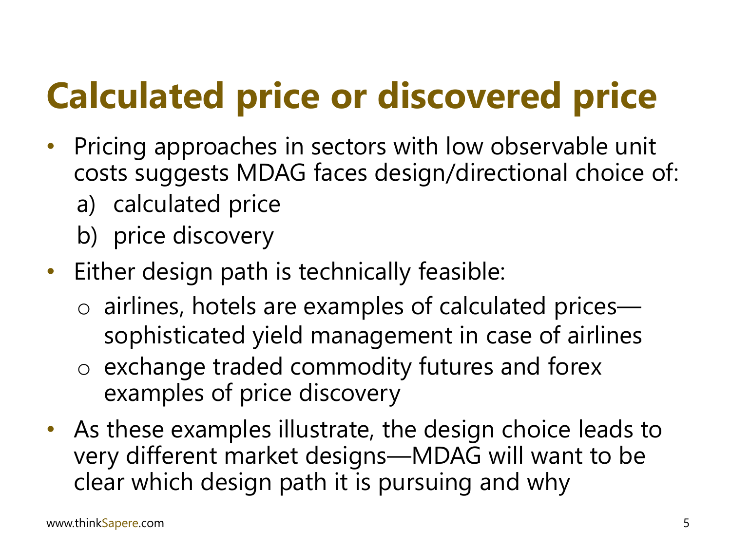# Calculated price or discovered price

- Pricing approaches in sectors with low observable unit costs suggests MDAG faces design/directional choice of:
  a) calculated price
  b) price discovery
- Either design path is technically feasible:
  - airlines, hotels are examples of calculated prices—sophisticated yield management in case of airlines
  - exchange traded commodity futures and forex examples of price discovery
- As these examples illustrate, the design choice leads to very different market designs—MDAG will want to be clear which design path it is pursuing and why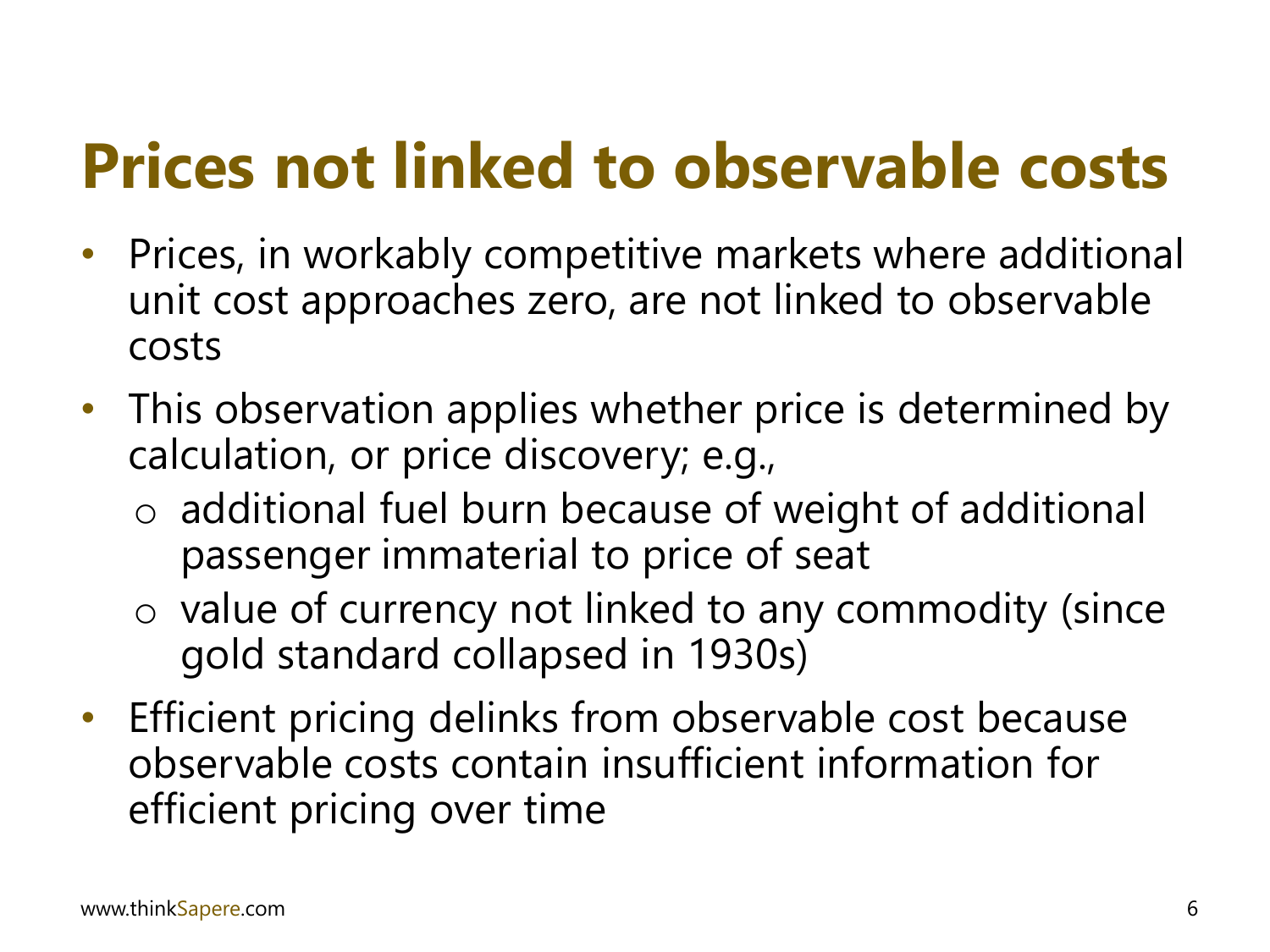# Prices not linked to observable costs

- Prices, in workably competitive markets where additional unit cost approaches zero, are not linked to observable costs
- This observation applies whether price is determined by calculation, or price discovery; e.g.,
  - additional fuel burn because of weight of additional passenger immaterial to price of seat
  - value of currency not linked to any commodity (since gold standard collapsed in 1930s)
- Efficient pricing delinks from observable cost because observable costs contain insufficient information for efficient pricing over time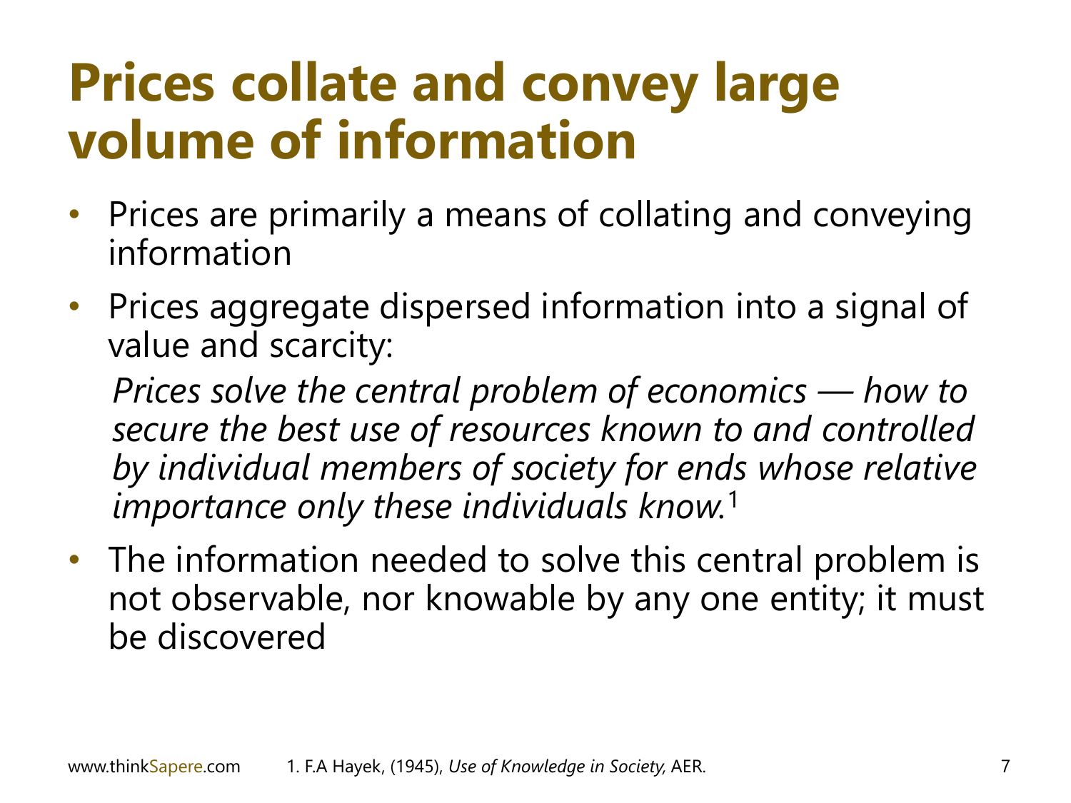# Prices collate and convey large volume of information

- Prices are primarily a means of collating and conveying information
- Prices aggregate dispersed information into a signal of value and scarcity:

  *Prices solve the central problem of economics — how to secure the best use of resources known to and controlled by individual members of society for ends whose relative importance only these individuals know.*[1]

- The information needed to solve this central problem is not observable, nor knowable by any one entity; it must be discovered

1. F.A Hayek, (1945), *Use of Knowledge in Society,* AER.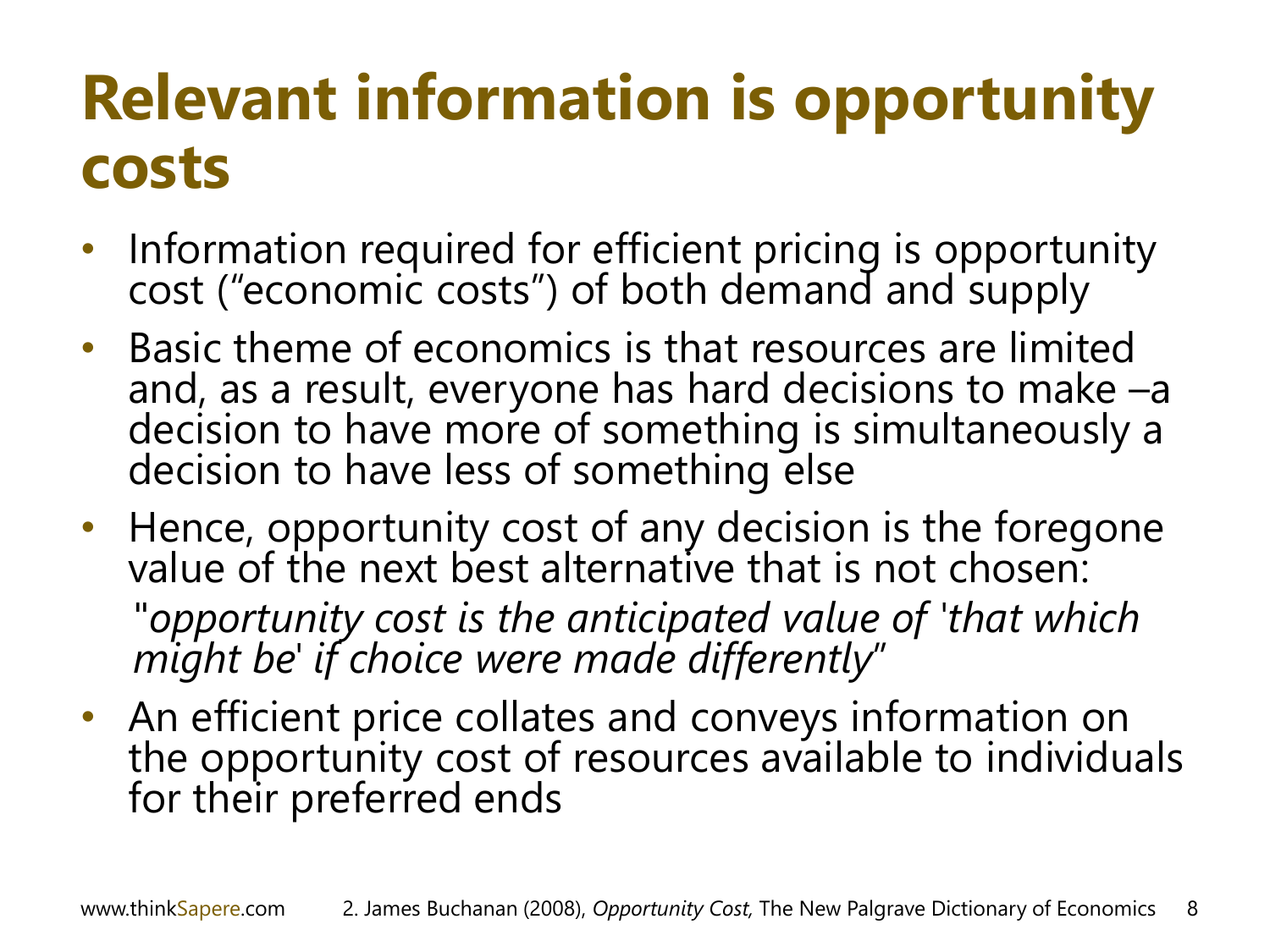# Relevant information is opportunity costs

- Information required for efficient pricing is opportunity cost ("economic costs") of both demand and supply
- Basic theme of economics is that resources are limited and, as a result, everyone has hard decisions to make –a decision to have more of something is simultaneously a decision to have less of something else
- Hence, opportunity cost of any decision is the foregone value of the next best alternative that is not chosen:

  "*opportunity cost is the anticipated value of 'that which might be' if choice were made differently*"
- An efficient price collates and conveys information on the opportunity cost of resources available to individuals for their preferred ends

2. James Buchanan (2008), *Opportunity Cost,* The New Palgrave Dictionary of Economics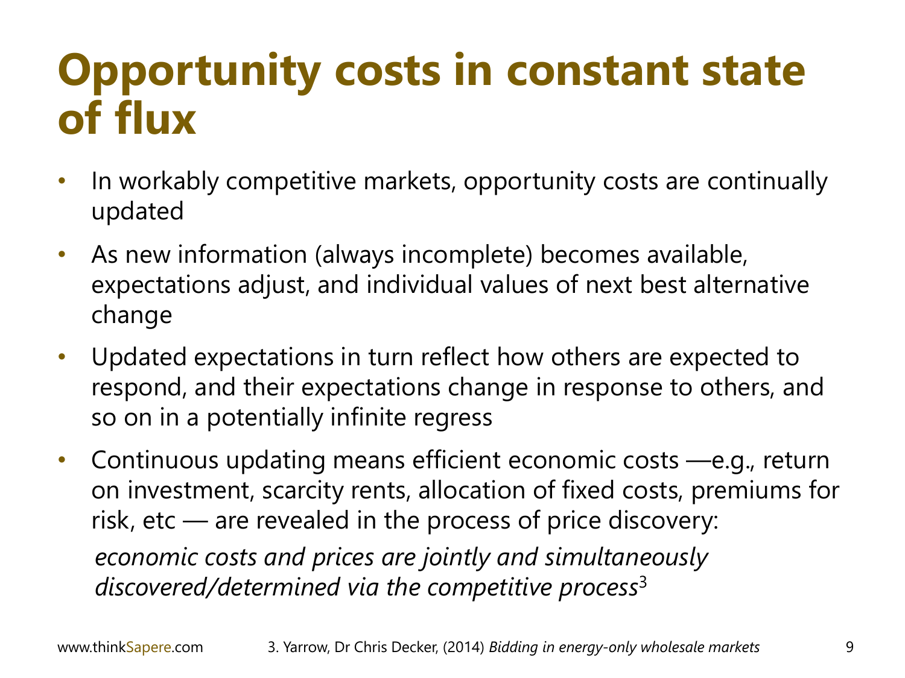# Opportunity costs in constant state of flux

- In workably competitive markets, opportunity costs are continually updated
- As new information (always incomplete) becomes available, expectations adjust, and individual values of next best alternative change
- Updated expectations in turn reflect how others are expected to respond, and their expectations change in response to others, and so on in a potentially infinite regress
- Continuous updating means efficient economic costs —e.g., return on investment, scarcity rents, allocation of fixed costs, premiums for risk, etc — are revealed in the process of price discovery:

  *economic costs and prices are jointly and simultaneously discovered/determined via the competitive process*[3]

3. Yarrow, Dr Chris Decker, (2014) *Bidding in energy-only wholesale markets*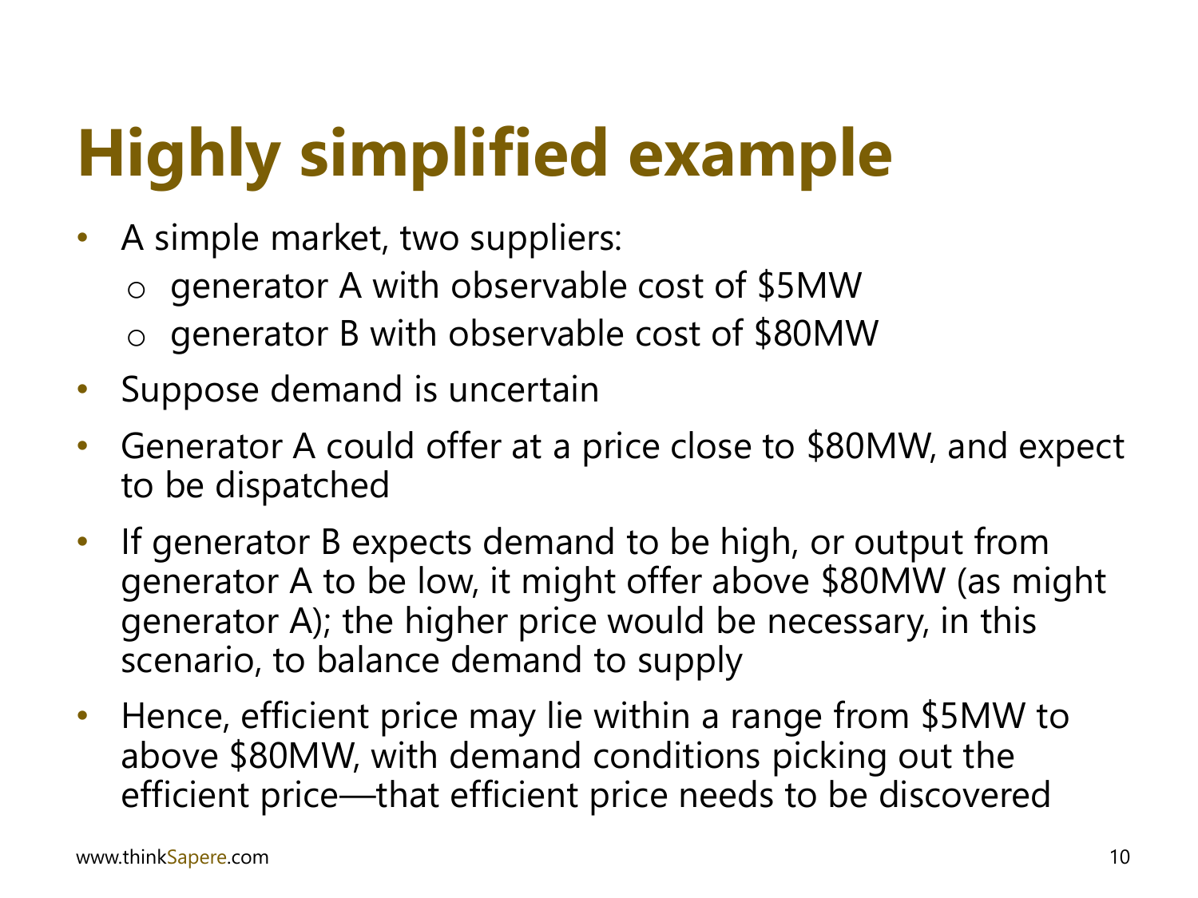# Highly simplified example

- A simple market, two suppliers:
  - generator A with observable cost of $5MW
  - generator B with observable cost of $80MW
- Suppose demand is uncertain
- Generator A could offer at a price close to $80MW, and expect to be dispatched
- If generator B expects demand to be high, or output from generator A to be low, it might offer above $80MW (as might generator A); the higher price would be necessary, in this scenario, to balance demand to supply
- Hence, efficient price may lie within a range from $5MW to above $80MW, with demand conditions picking out the efficient price—that efficient price needs to be discovered

www.thinkSapere.com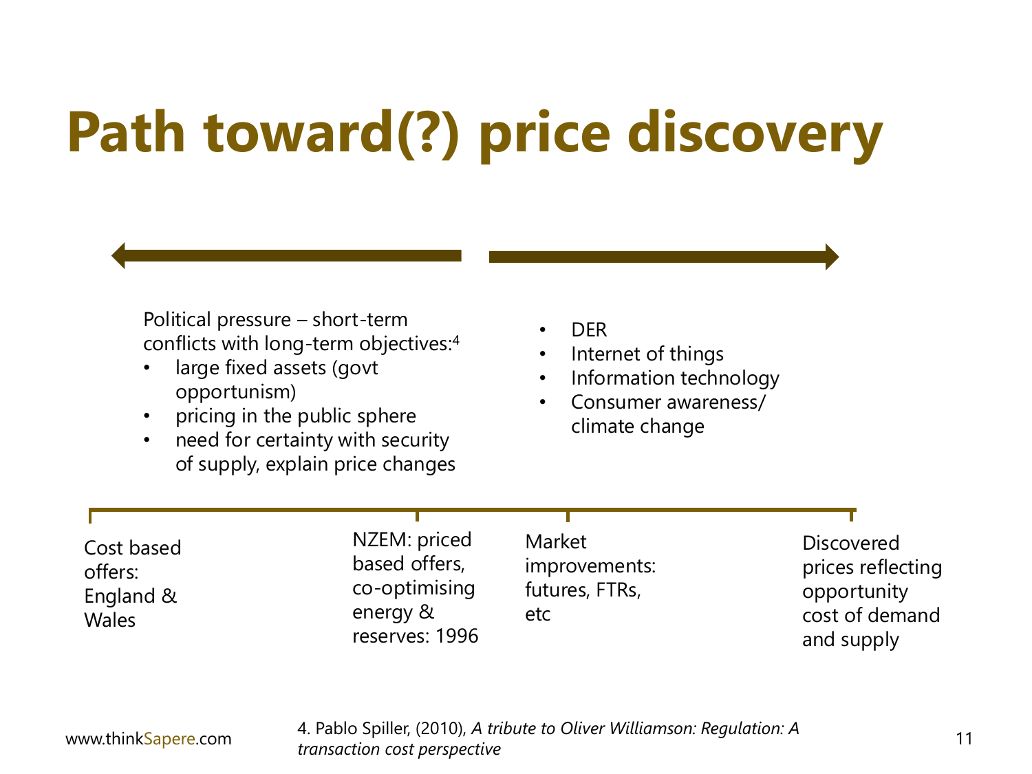# Path toward(?) price discovery

Political pressure – short-term conflicts with long-term objectives:[4]

- large fixed assets (govt opportunism)
- pricing in the public sphere
- need for certainty with security of supply, explain price changes

- DER
- Internet of things
- Information technology
- Consumer awareness/ climate change

Cost based offers: England & Wales

NZEM: priced based offers, co-optimising energy & reserves: 1996

Market improvements: futures, FTRs, etc

Discovered prices reflecting opportunity cost of demand and supply

www.thinkSapere.com

4. Pablo Spiller, (2010), *A tribute to Oliver Williamson: Regulation: A transaction cost perspective*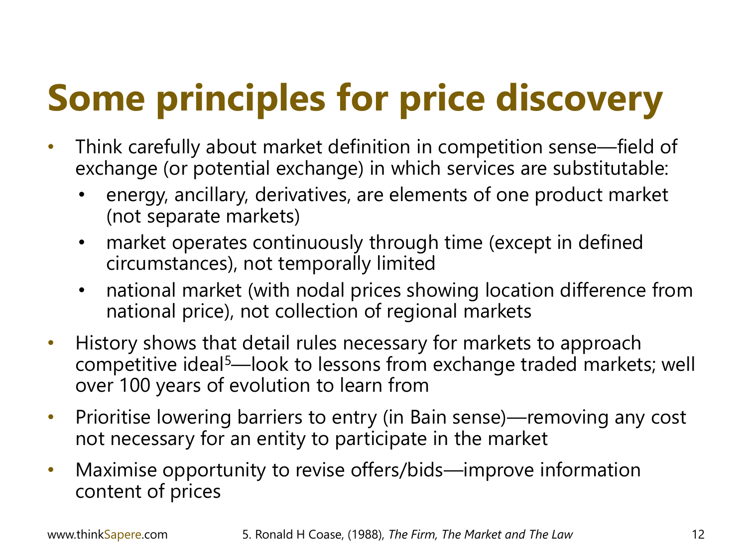# Some principles for price discovery

- Think carefully about market definition in competition sense—field of exchange (or potential exchange) in which services are substitutable:
  - energy, ancillary, derivatives, are elements of one product market (not separate markets)
  - market operates continuously through time (except in defined circumstances), not temporally limited
  - national market (with nodal prices showing location difference from national price), not collection of regional markets
- History shows that detail rules necessary for markets to approach competitive ideal[5]—look to lessons from exchange traded markets; well over 100 years of evolution to learn from
- Prioritise lowering barriers to entry (in Bain sense)—removing any cost not necessary for an entity to participate in the market
- Maximise opportunity to revise offers/bids—improve information content of prices

5. Ronald H Coase, (1988), *The Firm, The Market and The Law*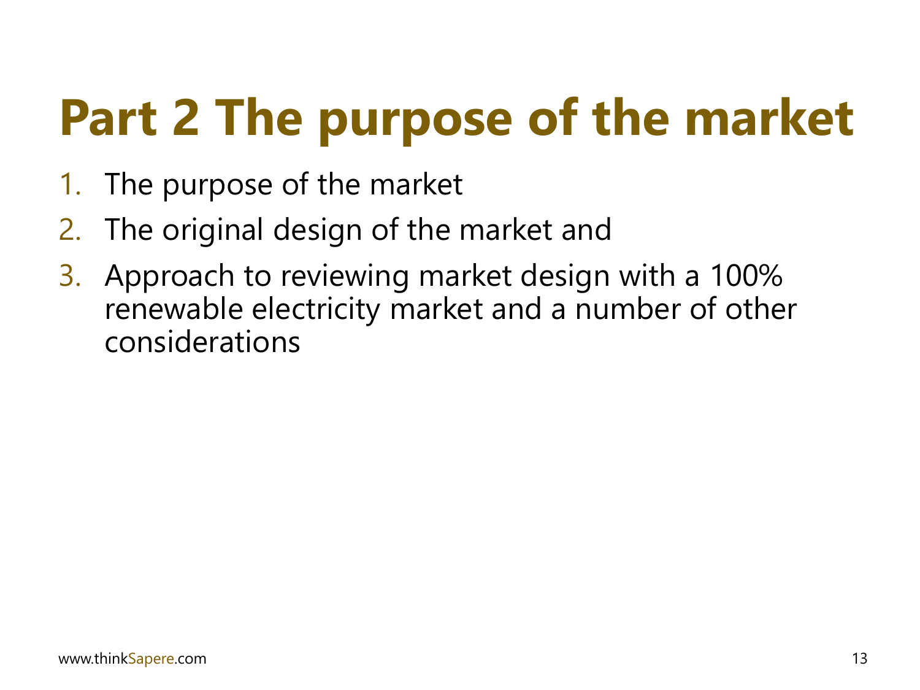# Part 2 The purpose of the market

1. The purpose of the market
2. The original design of the market and
3. Approach to reviewing market design with a 100% renewable electricity market and a number of other considerations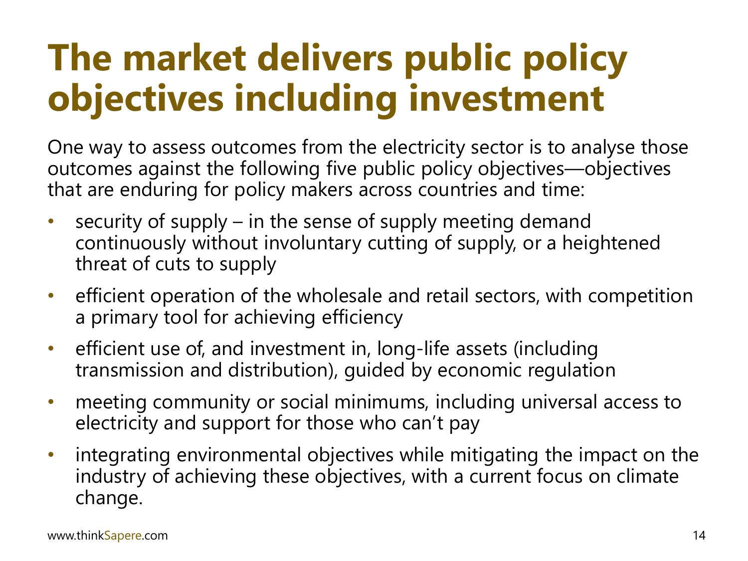# The market delivers public policy objectives including investment

One way to assess outcomes from the electricity sector is to analyse those outcomes against the following five public policy objectives—objectives that are enduring for policy makers across countries and time:

- security of supply – in the sense of supply meeting demand continuously without involuntary cutting of supply, or a heightened threat of cuts to supply
- efficient operation of the wholesale and retail sectors, with competition a primary tool for achieving efficiency
- efficient use of, and investment in, long-life assets (including transmission and distribution), guided by economic regulation
- meeting community or social minimums, including universal access to electricity and support for those who can't pay
- integrating environmental objectives while mitigating the impact on the industry of achieving these objectives, with a current focus on climate change.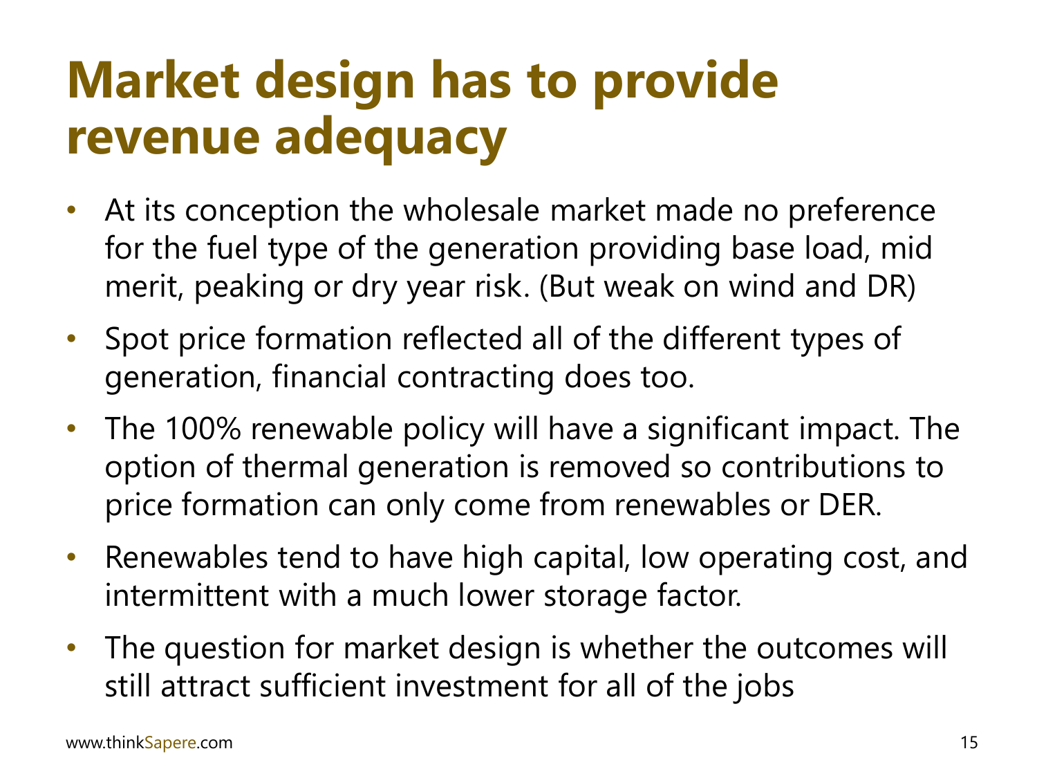# Market design has to provide revenue adequacy

- At its conception the wholesale market made no preference for the fuel type of the generation providing base load, mid merit, peaking or dry year risk. (But weak on wind and DR)
- Spot price formation reflected all of the different types of generation, financial contracting does too.
- The 100% renewable policy will have a significant impact. The option of thermal generation is removed so contributions to price formation can only come from renewables or DER.
- Renewables tend to have high capital, low operating cost, and intermittent with a much lower storage factor.
- The question for market design is whether the outcomes will still attract sufficient investment for all of the jobs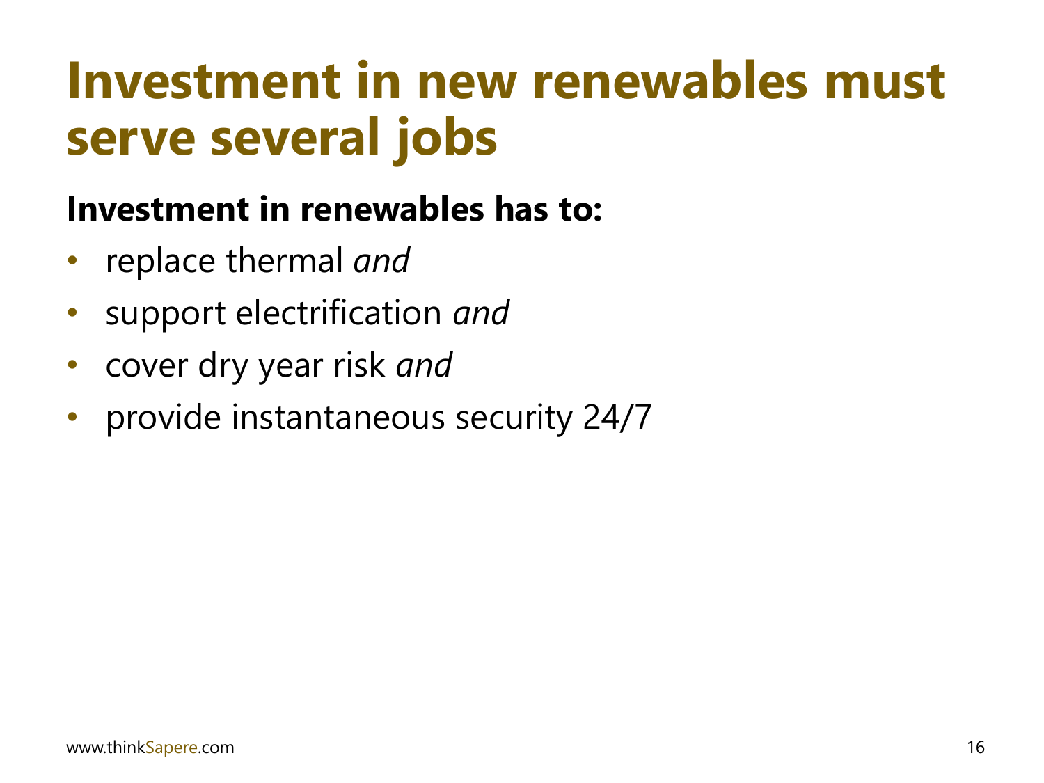# Investment in new renewables must serve several jobs

**Investment in renewables has to:**

- replace thermal *and*
- support electrification *and*
- cover dry year risk *and*
- provide instantaneous security 24/7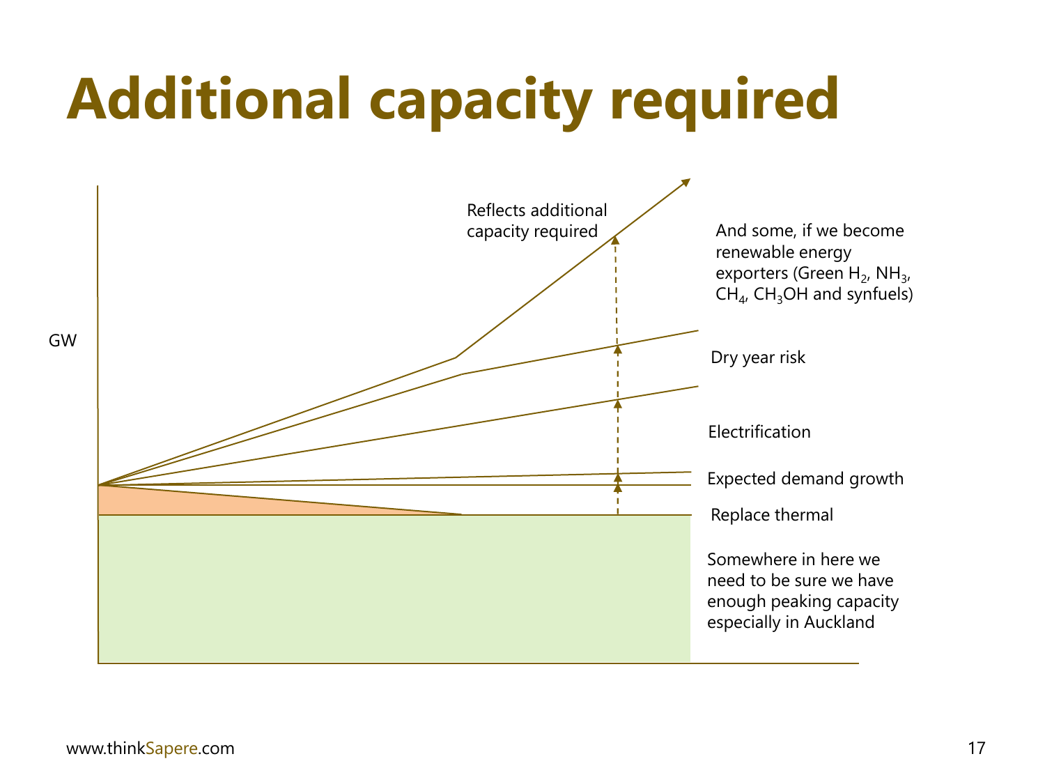# Additional capacity required

GW

Reflects additional capacity required

And some, if we become renewable energy exporters (Green $H_2$, $NH_3$, $CH_4$, $CH_3OH$ and synfuels)

Dry year risk

Electrification

Expected demand growth

Replace thermal

Somewhere in here we need to be sure we have enough peaking capacity especially in Auckland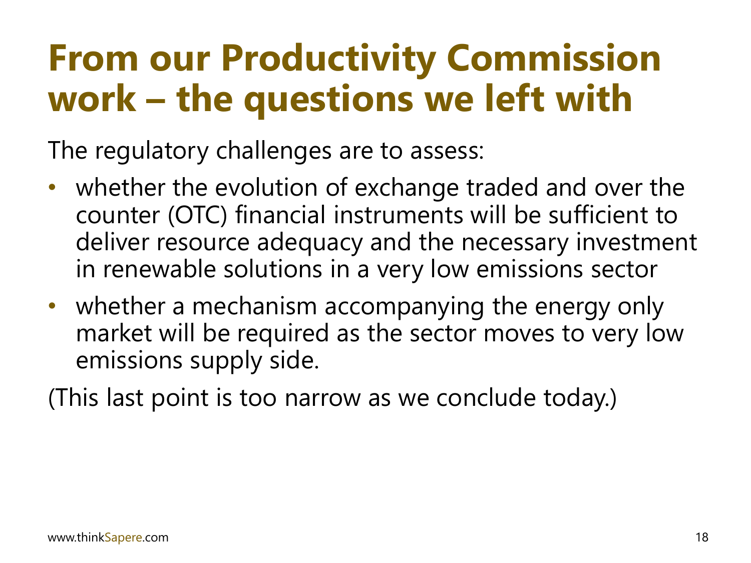# From our Productivity Commission work – the questions we left with

The regulatory challenges are to assess:

- whether the evolution of exchange traded and over the counter (OTC) financial instruments will be sufficient to deliver resource adequacy and the necessary investment in renewable solutions in a very low emissions sector
- whether a mechanism accompanying the energy only market will be required as the sector moves to very low emissions supply side.

(This last point is too narrow as we conclude today.)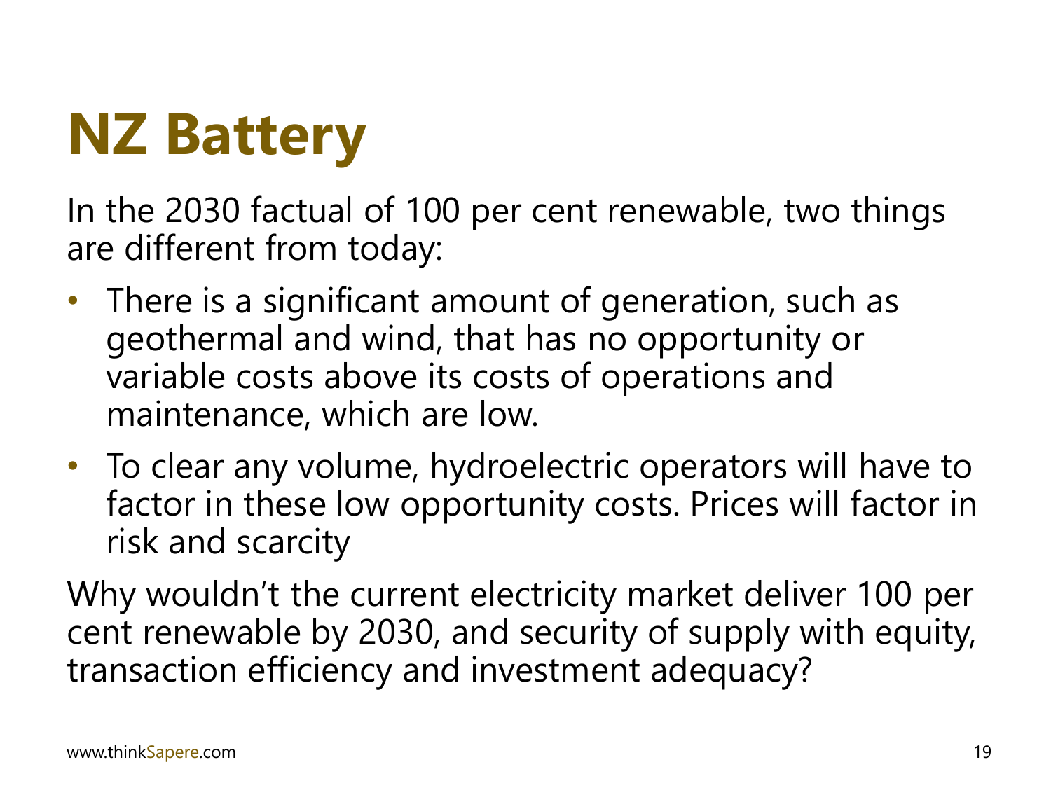# NZ Battery

In the 2030 factual of 100 per cent renewable, two things are different from today:

- There is a significant amount of generation, such as geothermal and wind, that has no opportunity or variable costs above its costs of operations and maintenance, which are low.
- To clear any volume, hydroelectric operators will have to factor in these low opportunity costs. Prices will factor in risk and scarcity

Why wouldn't the current electricity market deliver 100 per cent renewable by 2030, and security of supply with equity, transaction efficiency and investment adequacy?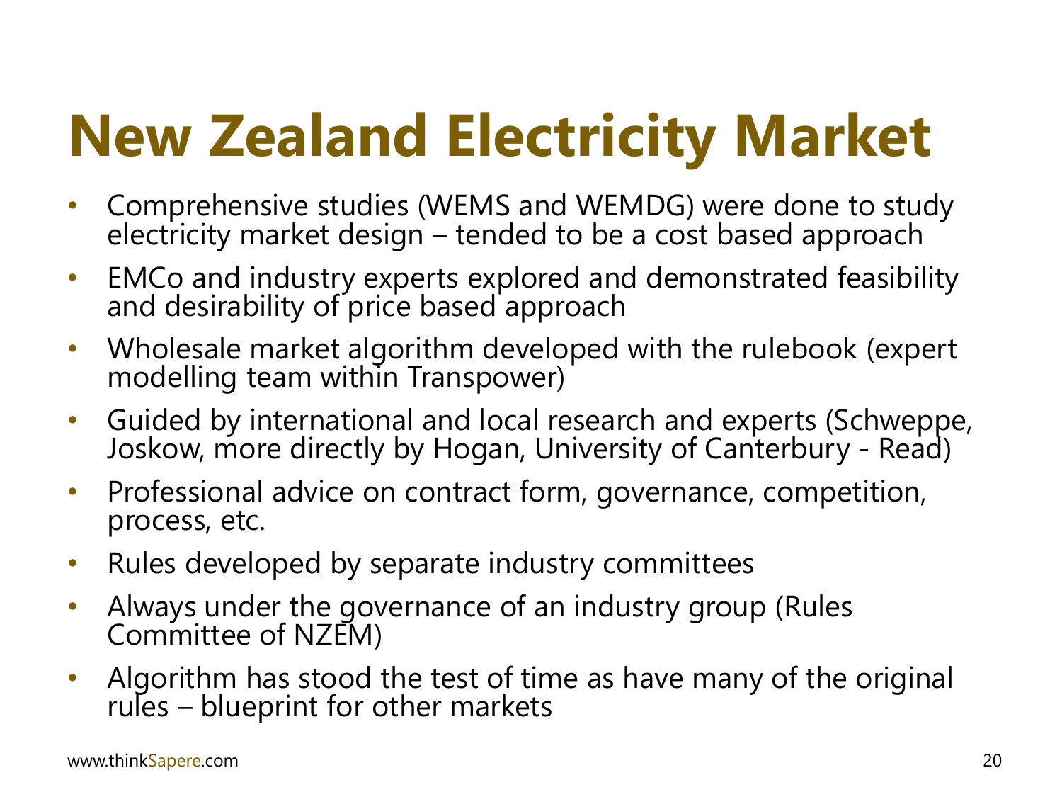# New Zealand Electricity Market

- Comprehensive studies (WEMS and WEMDG) were done to study electricity market design – tended to be a cost based approach
- EMCo and industry experts explored and demonstrated feasibility and desirability of price based approach
- Wholesale market algorithm developed with the rulebook (expert modelling team within Transpower)
- Guided by international and local research and experts (Schweppe, Joskow, more directly by Hogan, University of Canterbury - Read)
- Professional advice on contract form, governance, competition, process, etc.
- Rules developed by separate industry committees
- Always under the governance of an industry group (Rules Committee of NZEM)
- Algorithm has stood the test of time as have many of the original rules – blueprint for other markets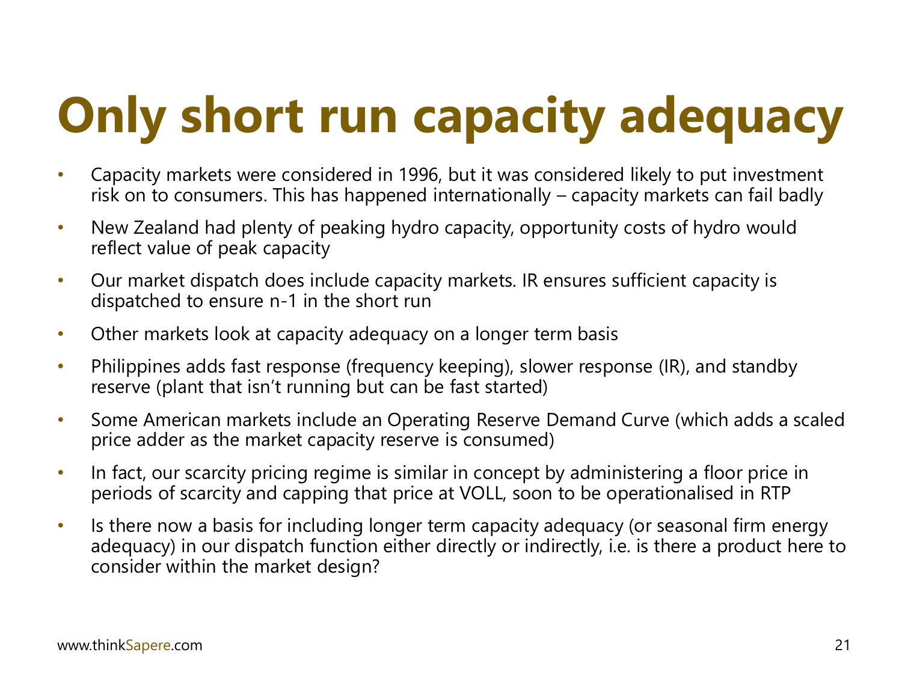# Only short run capacity adequacy

- Capacity markets were considered in 1996, but it was considered likely to put investment risk on to consumers. This has happened internationally – capacity markets can fail badly
- New Zealand had plenty of peaking hydro capacity, opportunity costs of hydro would reflect value of peak capacity
- Our market dispatch does include capacity markets. IR ensures sufficient capacity is dispatched to ensure n-1 in the short run
- Other markets look at capacity adequacy on a longer term basis
- Philippines adds fast response (frequency keeping), slower response (IR), and standby reserve (plant that isn't running but can be fast started)
- Some American markets include an Operating Reserve Demand Curve (which adds a scaled price adder as the market capacity reserve is consumed)
- In fact, our scarcity pricing regime is similar in concept by administering a floor price in periods of scarcity and capping that price at VOLL, soon to be operationalised in RTP
- Is there now a basis for including longer term capacity adequacy (or seasonal firm energy adequacy) in our dispatch function either directly or indirectly, i.e. is there a product here to consider within the market design?

www.thinkSapere.com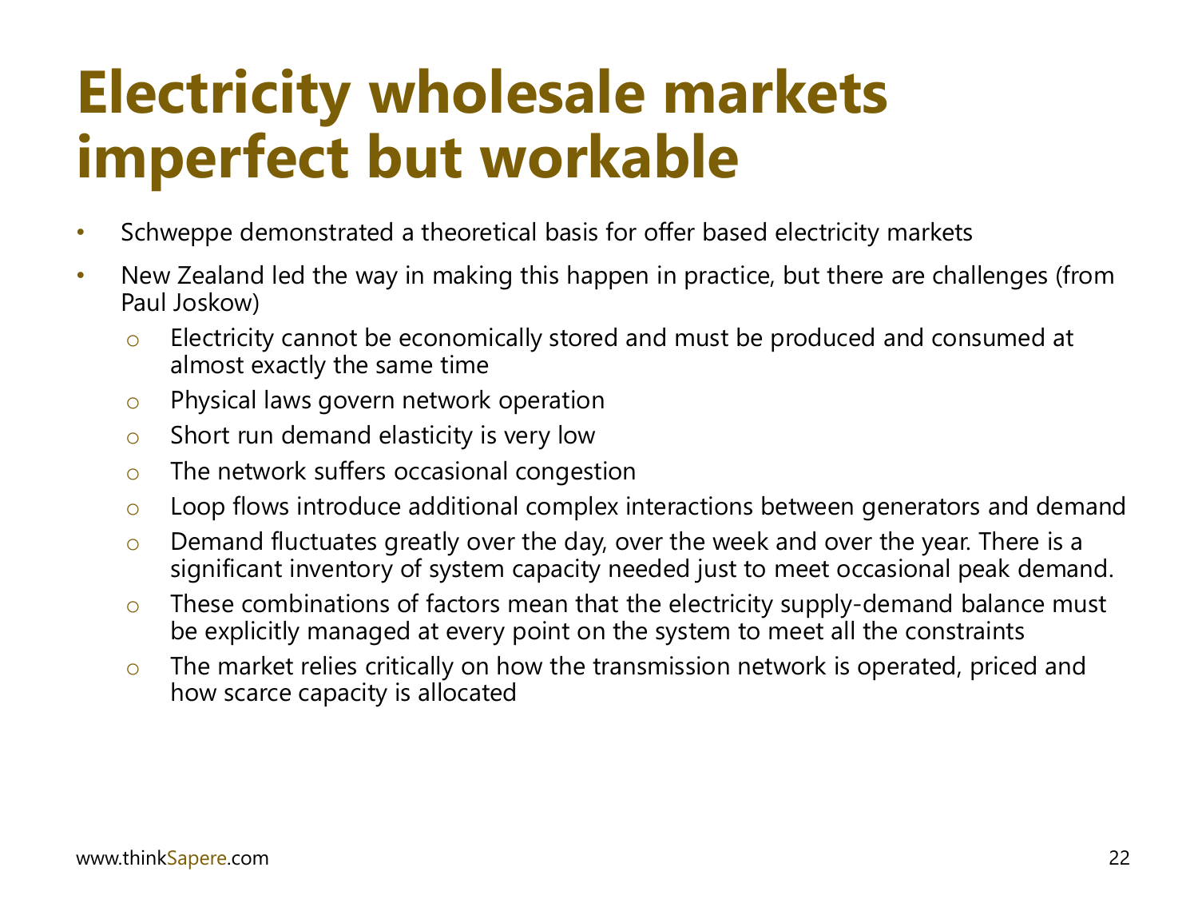# Electricity wholesale markets imperfect but workable

- Schweppe demonstrated a theoretical basis for offer based electricity markets
- New Zealand led the way in making this happen in practice, but there are challenges (from Paul Joskow)
  - Electricity cannot be economically stored and must be produced and consumed at almost exactly the same time
  - Physical laws govern network operation
  - Short run demand elasticity is very low
  - The network suffers occasional congestion
  - Loop flows introduce additional complex interactions between generators and demand
  - Demand fluctuates greatly over the day, over the week and over the year. There is a significant inventory of system capacity needed just to meet occasional peak demand.
  - These combinations of factors mean that the electricity supply-demand balance must be explicitly managed at every point on the system to meet all the constraints
  - The market relies critically on how the transmission network is operated, priced and how scarce capacity is allocated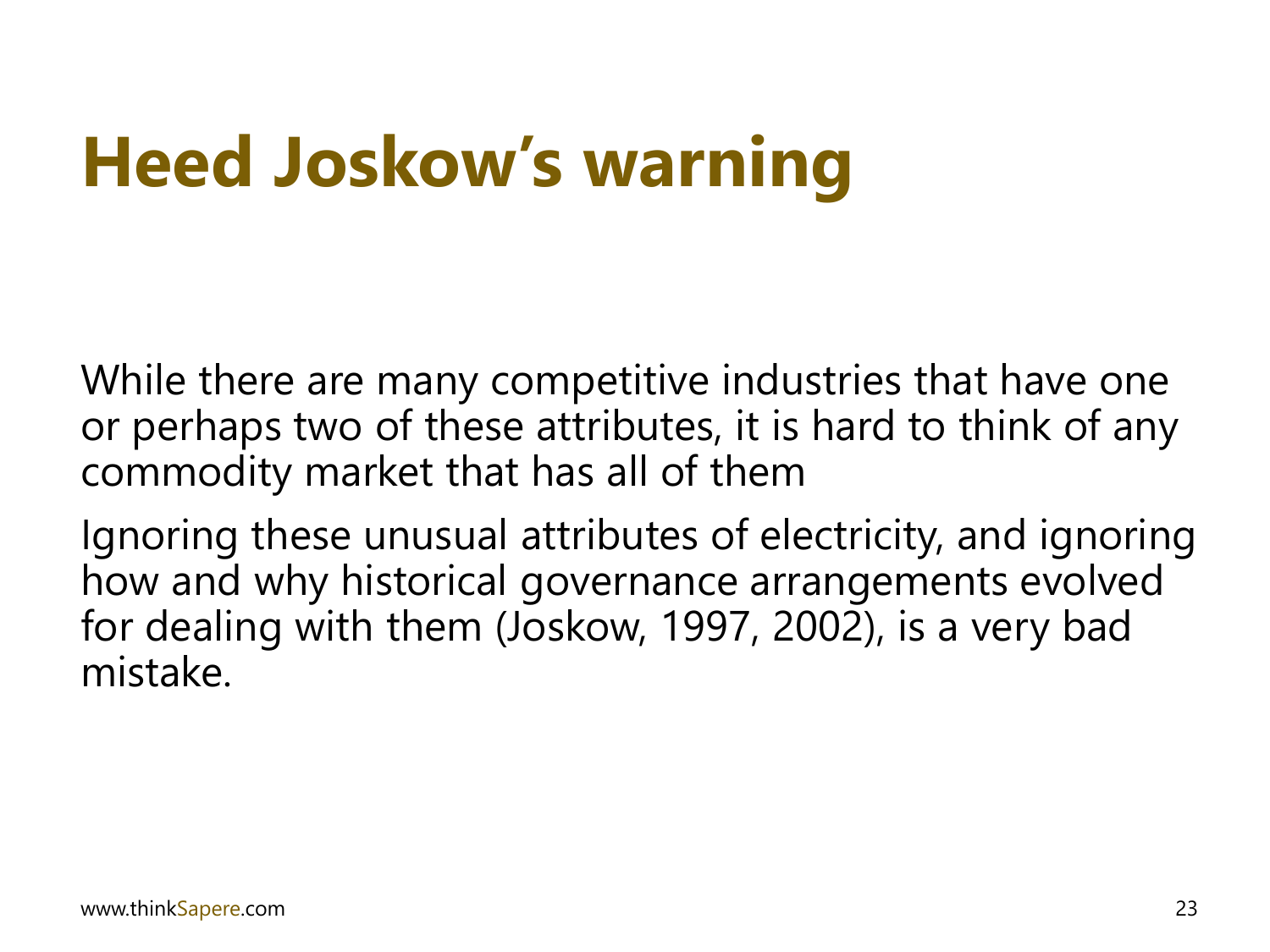# Heed Joskow's warning

While there are many competitive industries that have one or perhaps two of these attributes, it is hard to think of any commodity market that has all of them

Ignoring these unusual attributes of electricity, and ignoring how and why historical governance arrangements evolved for dealing with them (Joskow, 1997, 2002), is a very bad mistake.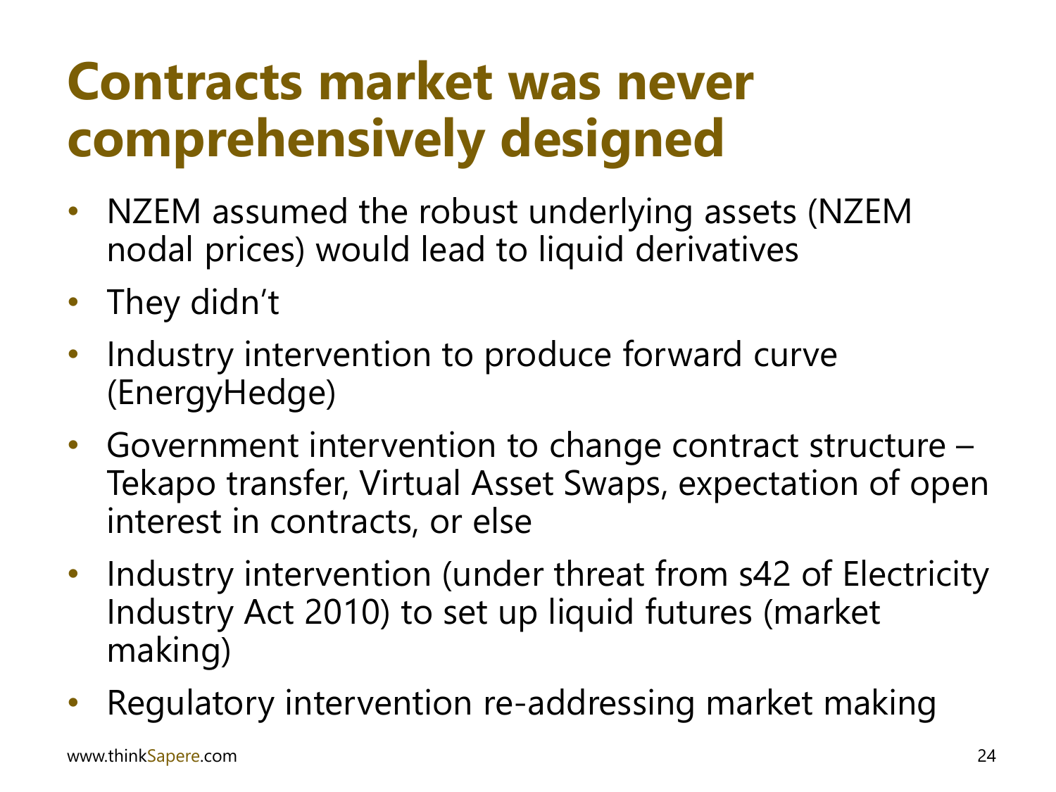# Contracts market was never comprehensively designed

- NZEM assumed the robust underlying assets (NZEM nodal prices) would lead to liquid derivatives
- They didn't
- Industry intervention to produce forward curve (EnergyHedge)
- Government intervention to change contract structure – Tekapo transfer, Virtual Asset Swaps, expectation of open interest in contracts, or else
- Industry intervention (under threat from s42 of Electricity Industry Act 2010) to set up liquid futures (market making)
- Regulatory intervention re-addressing market making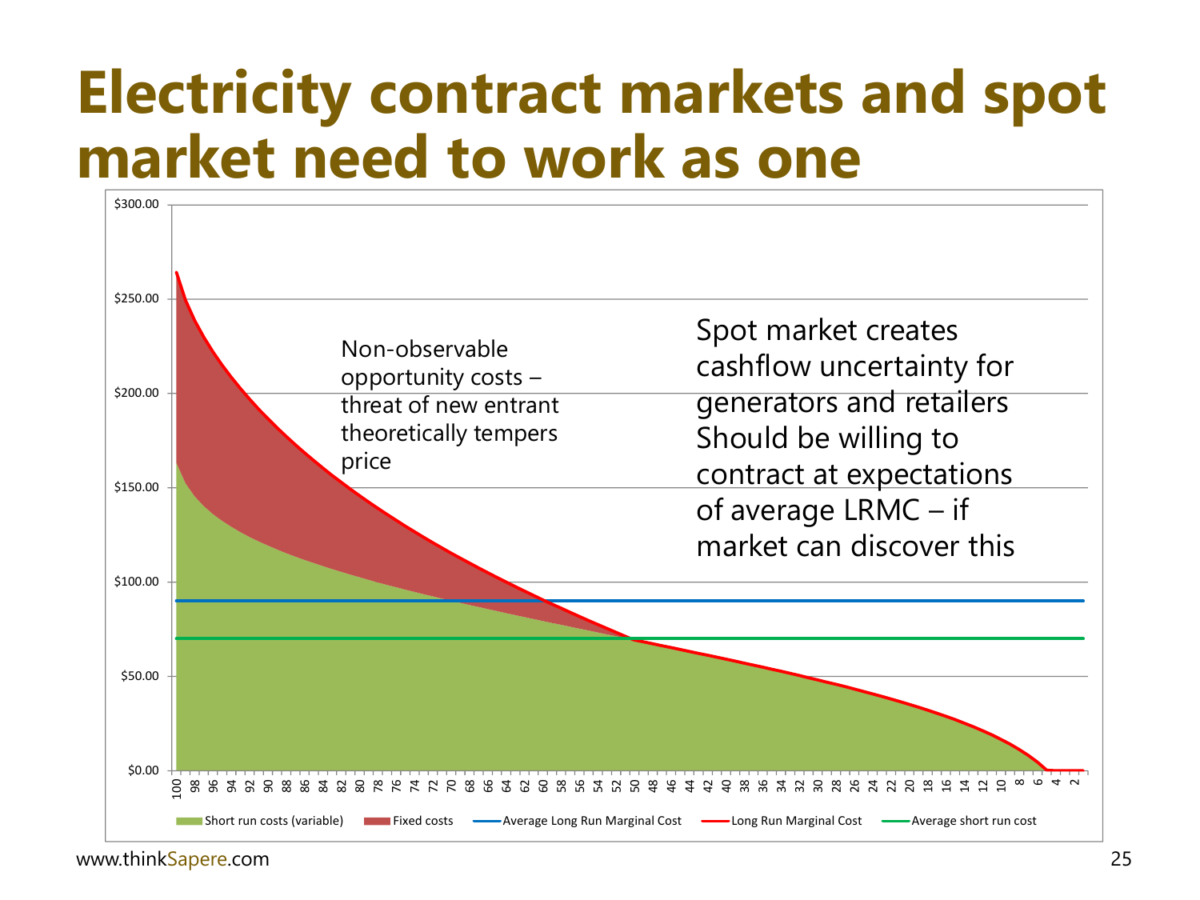# Electricity contract markets and spot market need to work as one

Non-observable opportunity costs – threat of new entrant theoretically tempers price

Spot market creates cashflow uncertainty for generators and retailers
Should be willing to contract at expectations of average LRMC – if market can discover this

$300.00
$250.00
$200.00
$150.00
$100.00
$50.00
$0.00

100 98 96 94 92 90 88 86 84 82 80 78 76 74 72 70 68 66 64 62 60 58 56 54 52 50 48 46 44 42 40 38 36 34 32 30 28 26 24 22 20 18 16 14 12 10 8 6 4 2

Short run costs (variable) | Fixed costs | Average Long Run Marginal Cost | Long Run Marginal Cost | Average short run cost

www.thinkSapere.com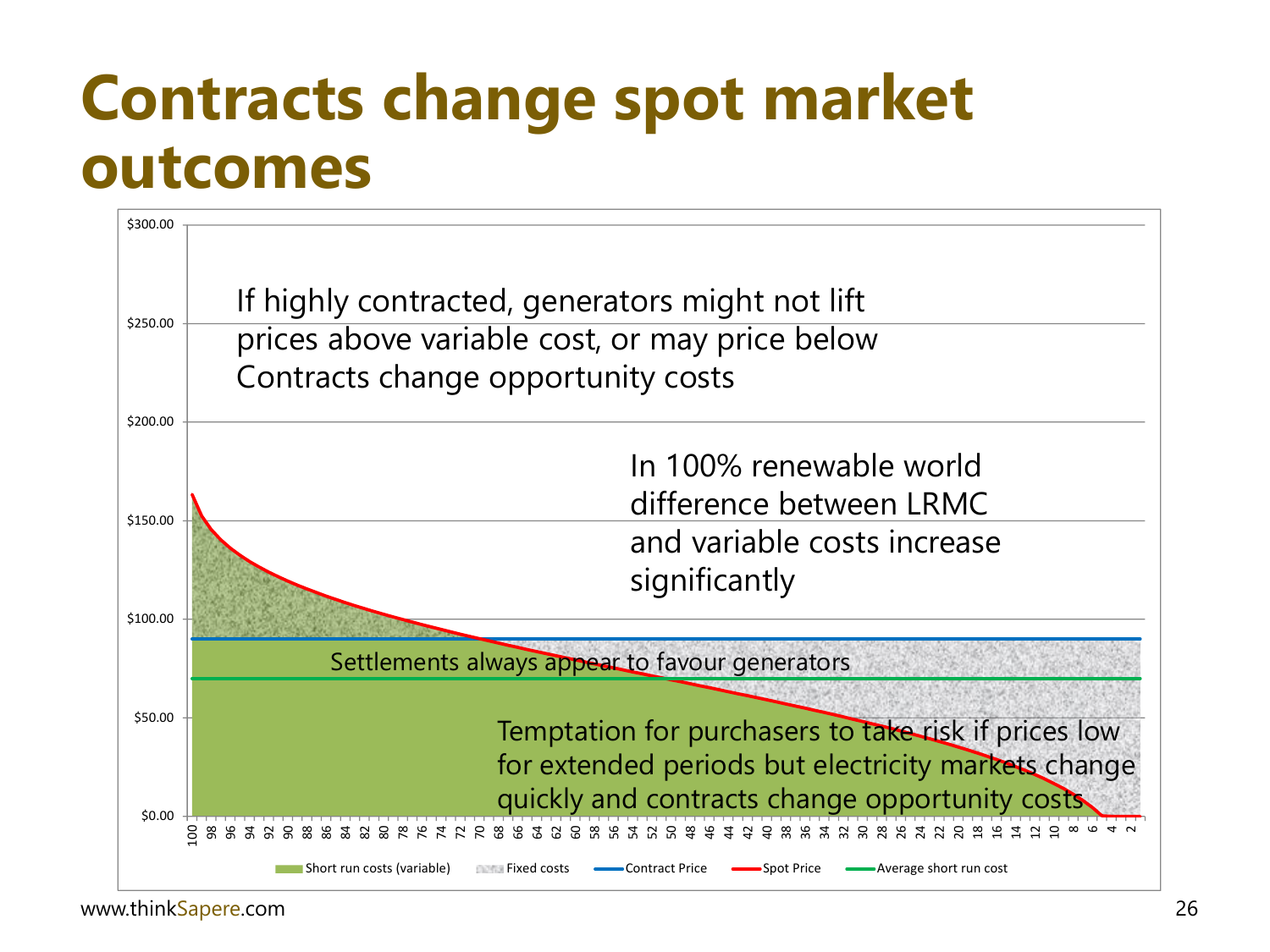# Contracts change spot market outcomes

If highly contracted, generators might not lift prices above variable cost, or may price below
Contracts change opportunity costs

In 100% renewable world difference between LRMC and variable costs increase significantly

Settlements always appear to favour generators

Temptation for purchasers to take risk if prices low for extended periods but electricity markets change quickly and contracts change opportunity costs

$300.00
$250.00
$200.00
$150.00
$100.00
$50.00
$0.00

100 98 96 94 92 90 88 86 84 82 80 78 76 74 72 70 68 66 64 62 60 58 56 54 52 50 48 46 44 42 40 38 36 34 32 30 28 26 24 22 20 18 16 14 12 10 8 6 4 2

Short run costs (variable) | Fixed costs | Contract Price | Spot Price | Average short run cost

www.thinkSapere.com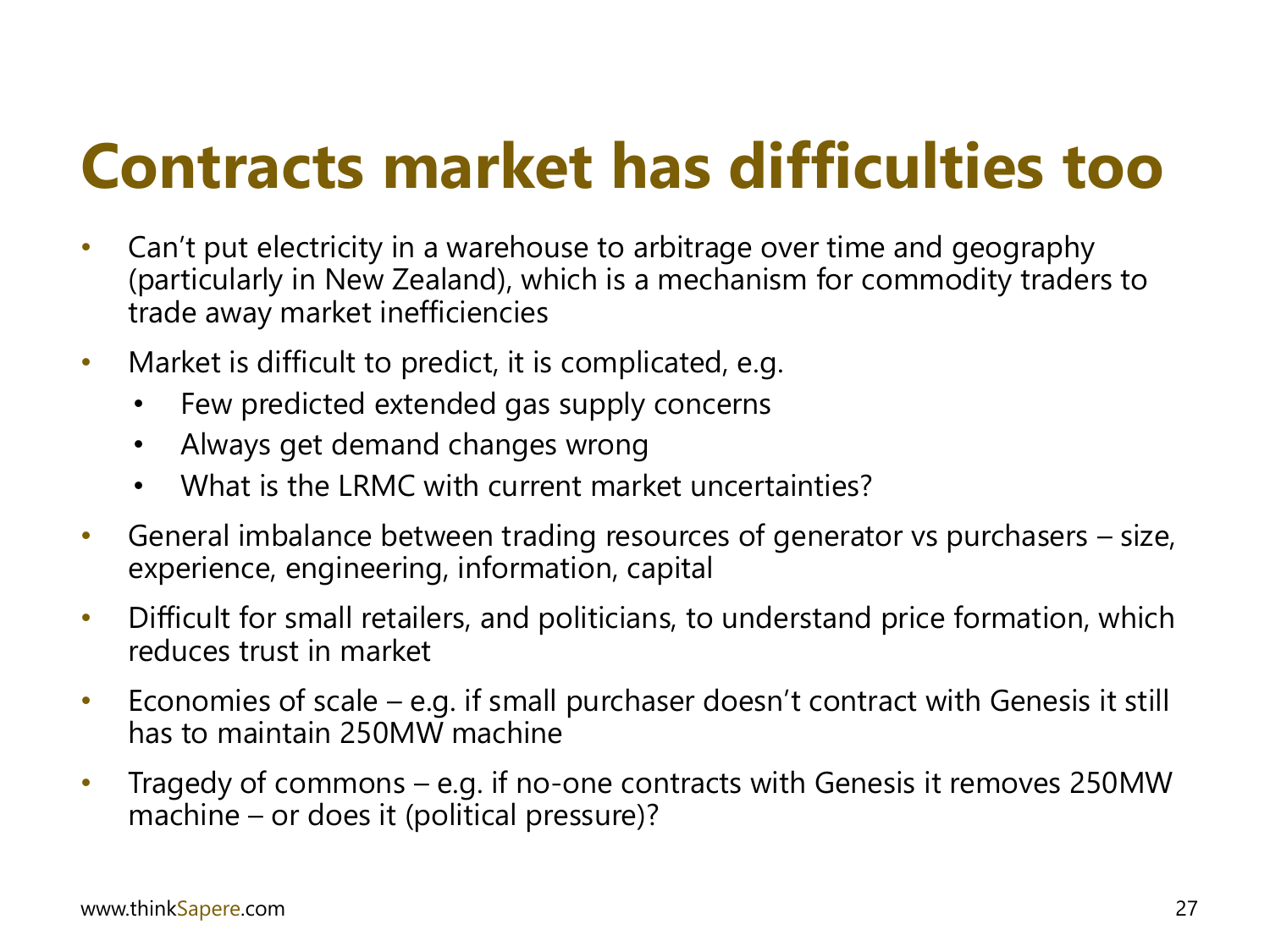# Contracts market has difficulties too

- Can't put electricity in a warehouse to arbitrage over time and geography (particularly in New Zealand), which is a mechanism for commodity traders to trade away market inefficiencies
- Market is difficult to predict, it is complicated, e.g.
  - Few predicted extended gas supply concerns
  - Always get demand changes wrong
  - What is the LRMC with current market uncertainties?
- General imbalance between trading resources of generator vs purchasers – size, experience, engineering, information, capital
- Difficult for small retailers, and politicians, to understand price formation, which reduces trust in market
- Economies of scale – e.g. if small purchaser doesn't contract with Genesis it still has to maintain 250MW machine
- Tragedy of commons – e.g. if no-one contracts with Genesis it removes 250MW machine – or does it (political pressure)?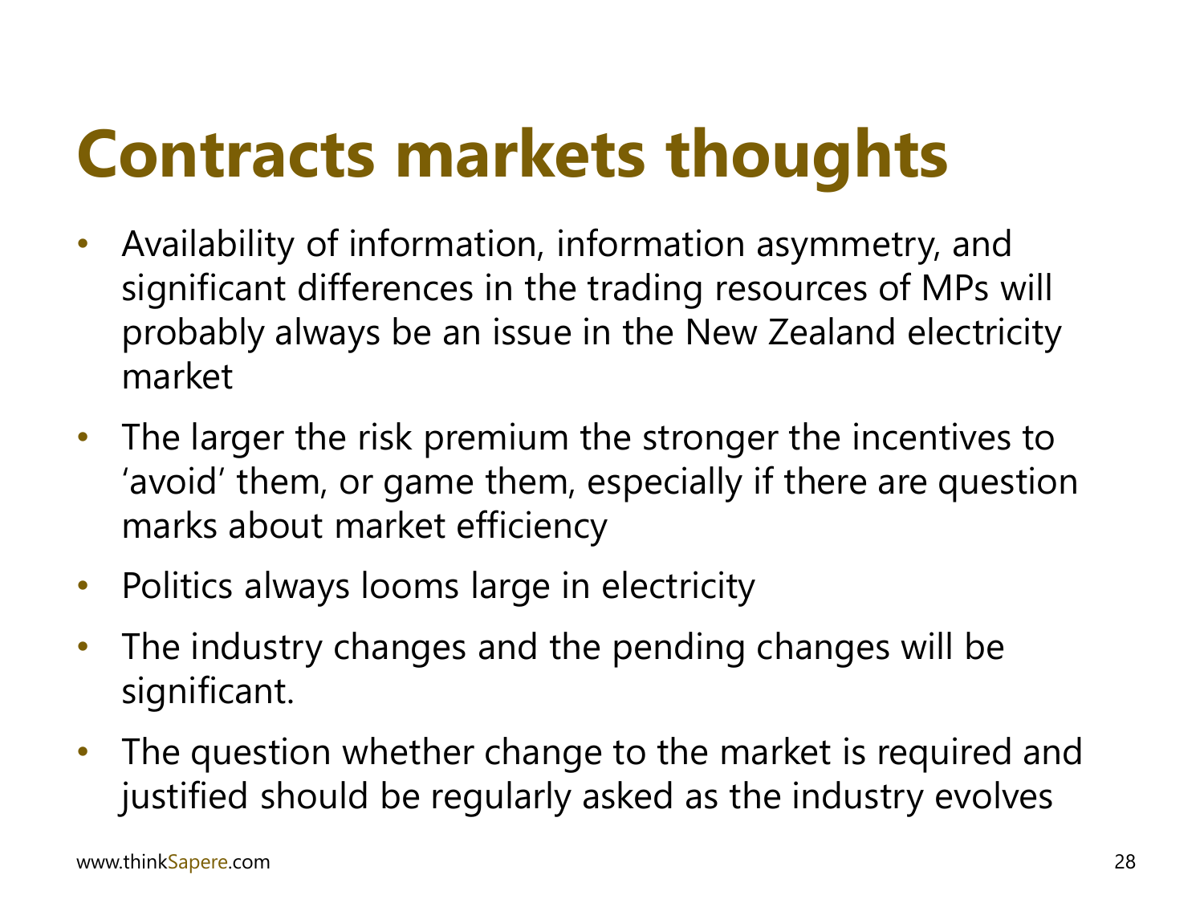# Contracts markets thoughts

- Availability of information, information asymmetry, and significant differences in the trading resources of MPs will probably always be an issue in the New Zealand electricity market
- The larger the risk premium the stronger the incentives to 'avoid' them, or game them, especially if there are question marks about market efficiency
- Politics always looms large in electricity
- The industry changes and the pending changes will be significant.
- The question whether change to the market is required and justified should be regularly asked as the industry evolves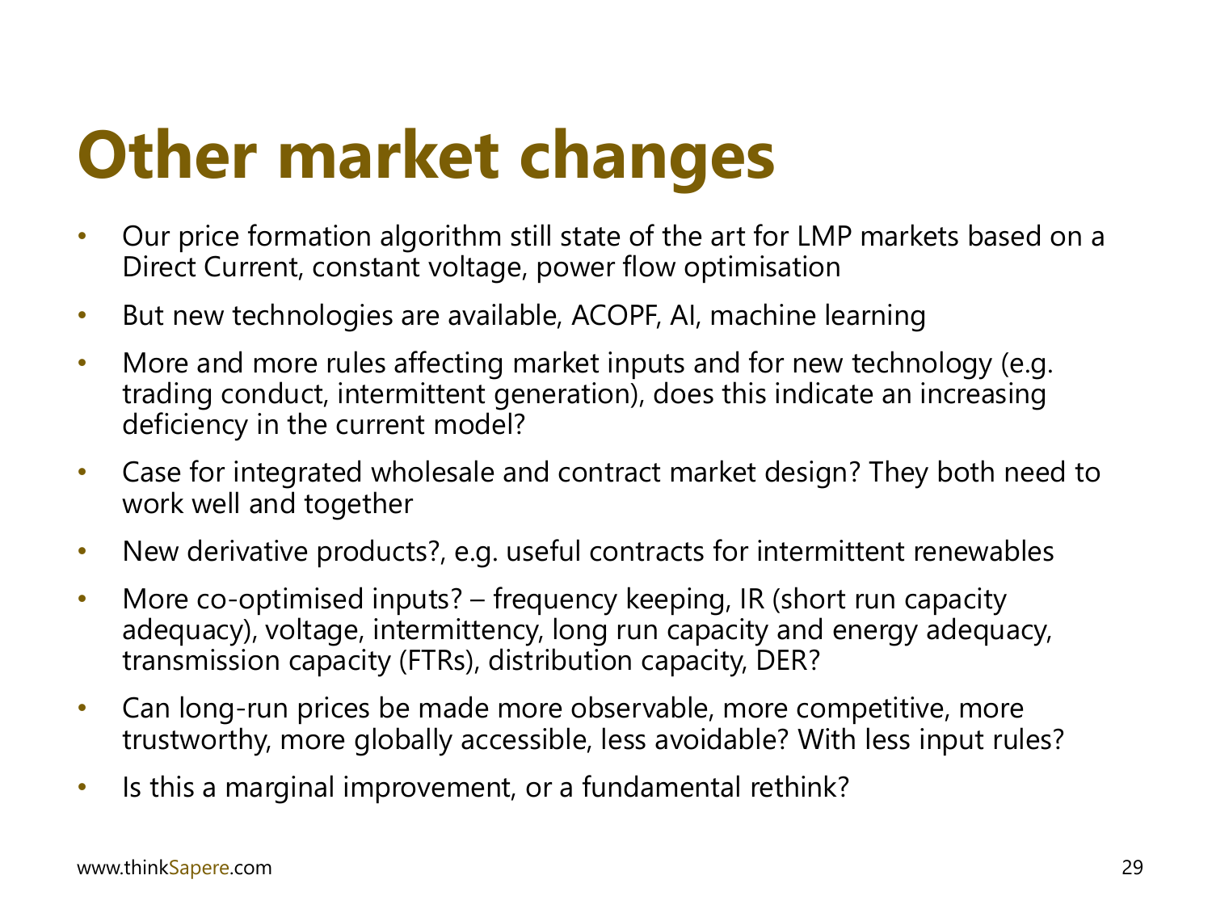# Other market changes

- Our price formation algorithm still state of the art for LMP markets based on a Direct Current, constant voltage, power flow optimisation
- But new technologies are available, ACOPF, AI, machine learning
- More and more rules affecting market inputs and for new technology (e.g. trading conduct, intermittent generation), does this indicate an increasing deficiency in the current model?
- Case for integrated wholesale and contract market design? They both need to work well and together
- New derivative products?, e.g. useful contracts for intermittent renewables
- More co-optimised inputs? – frequency keeping, IR (short run capacity adequacy), voltage, intermittency, long run capacity and energy adequacy, transmission capacity (FTRs), distribution capacity, DER?
- Can long-run prices be made more observable, more competitive, more trustworthy, more globally accessible, less avoidable? With less input rules?
- Is this a marginal improvement, or a fundamental rethink?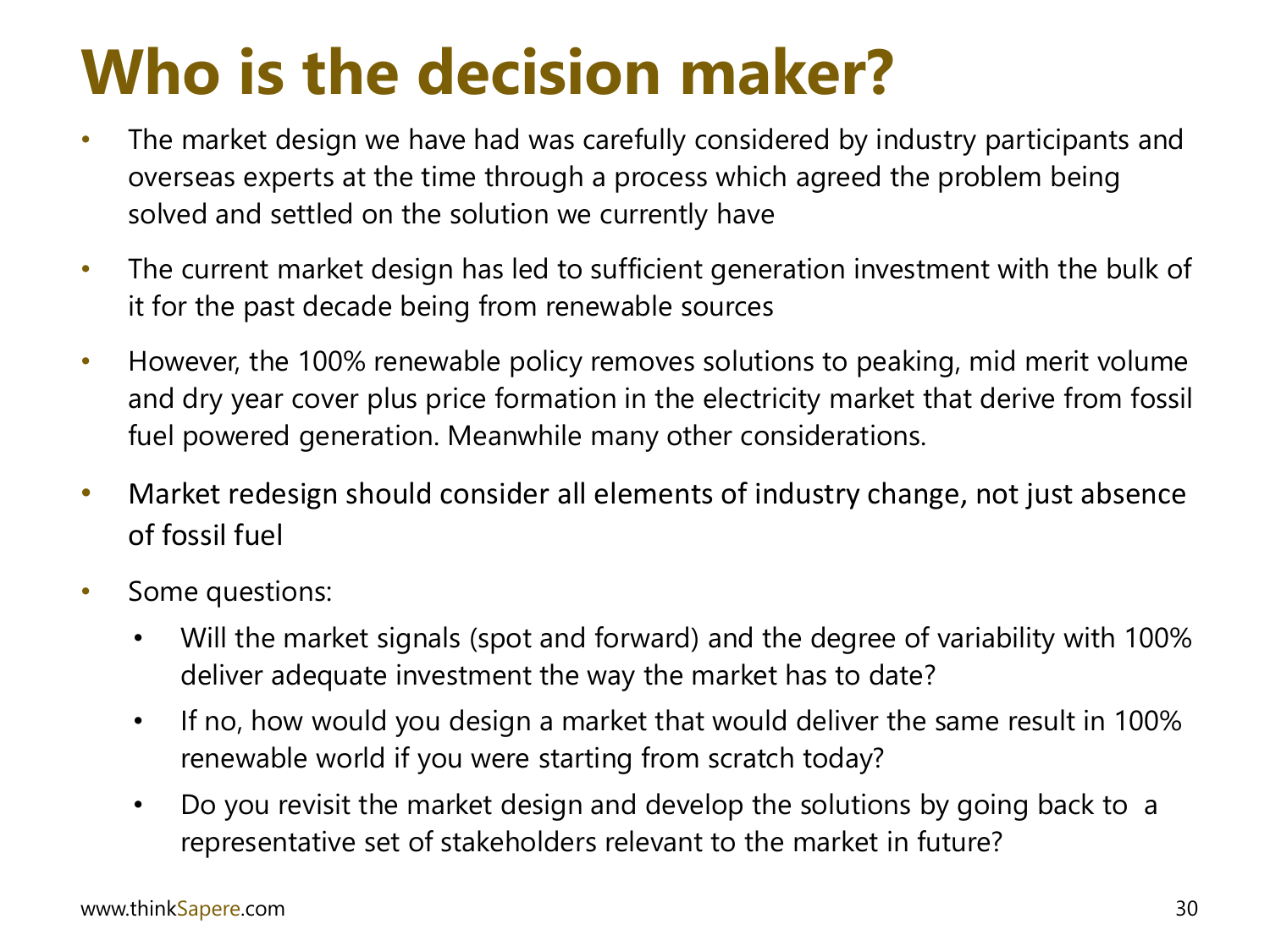# Who is the decision maker?

- The market design we have had was carefully considered by industry participants and overseas experts at the time through a process which agreed the problem being solved and settled on the solution we currently have
- The current market design has led to sufficient generation investment with the bulk of it for the past decade being from renewable sources
- However, the 100% renewable policy removes solutions to peaking, mid merit volume and dry year cover plus price formation in the electricity market that derive from fossil fuel powered generation. Meanwhile many other considerations.
- Market redesign should consider all elements of industry change, not just absence of fossil fuel
- Some questions:
  - Will the market signals (spot and forward) and the degree of variability with 100% deliver adequate investment the way the market has to date?
  - If no, how would you design a market that would deliver the same result in 100% renewable world if you were starting from scratch today?
  - Do you revisit the market design and develop the solutions by going back to a representative set of stakeholders relevant to the market in future?